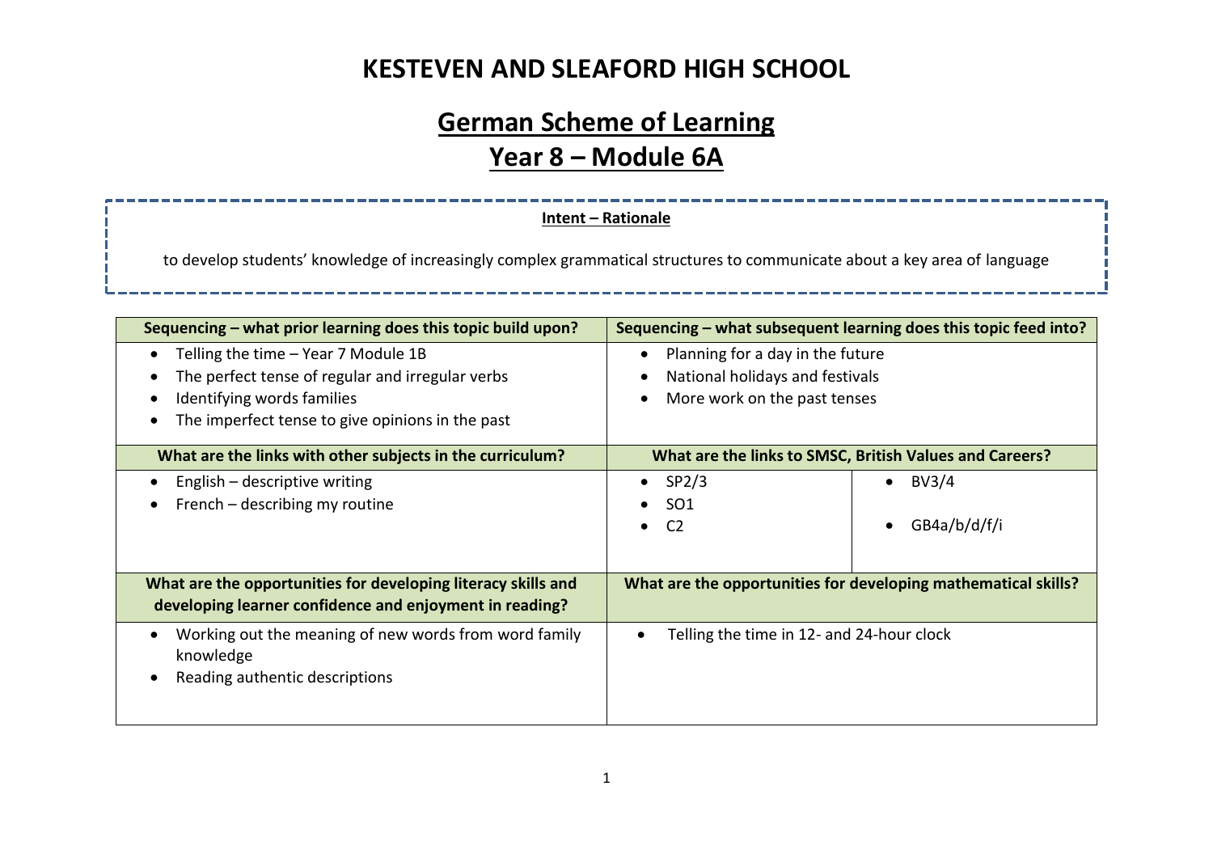# KESTEVEN AND SLEAFORD HIGH SCHOOL

## German Scheme of Learning
## Year 8 – Module 6A

**Intent – Rationale**

to develop students' knowledge of increasingly complex grammatical structures to communicate about a key area of language

| Sequencing – what prior learning does this topic build upon? | Sequencing – what subsequent learning does this topic feed into? | |
|---|---|---|
| • Telling the time – Year 7 Module 1B<br>• The perfect tense of regular and irregular verbs<br>• Identifying words families<br>• The imperfect tense to give opinions in the past | • Planning for a day in the future<br>• National holidays and festivals<br>• More work on the past tenses | |
| **What are the links with other subjects in the curriculum?** | **What are the links to SMSC, British Values and Careers?** | |
| • English – descriptive writing<br>• French – describing my routine | • SP2/3<br>• SO1<br>• C2 | • BV3/4<br>• GB4a/b/d/f/i |
| **What are the opportunities for developing literacy skills and developing learner confidence and enjoyment in reading?** | **What are the opportunities for developing mathematical skills?** | |
| • Working out the meaning of new words from word family knowledge<br>• Reading authentic descriptions | • Telling the time in 12- and 24-hour clock | |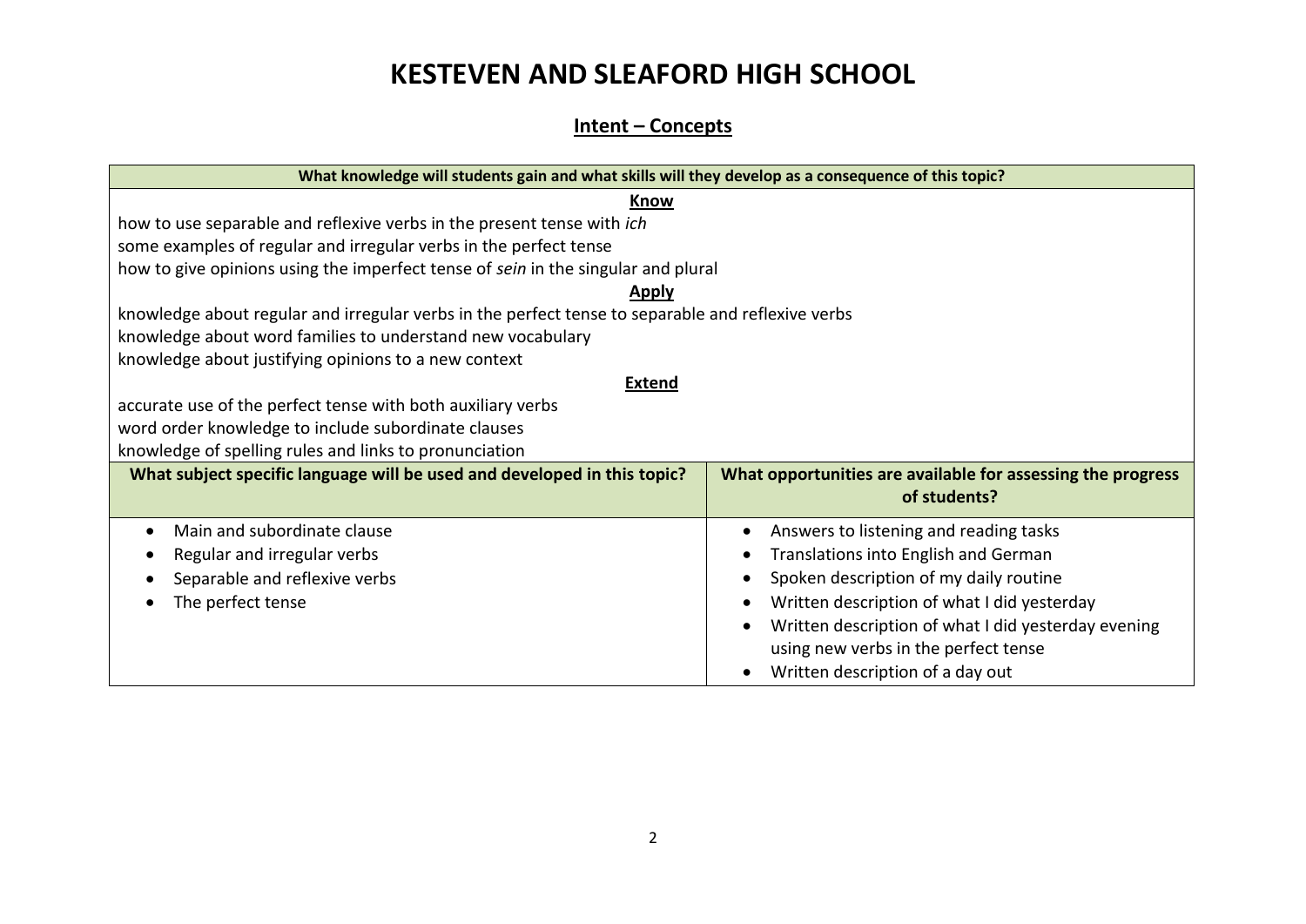# KESTEVEN AND SLEAFORD HIGH SCHOOL

## Intent – Concepts

| What knowledge will students gain and what skills will they develop as a consequence of this topic? | |
|---|---|
| **Know**<br>how to use separable and reflexive verbs in the present tense with *ich*<br>some examples of regular and irregular verbs in the perfect tense<br>how to give opinions using the imperfect tense of *sein* in the singular and plural<br>**Apply**<br>knowledge about regular and irregular verbs in the perfect tense to separable and reflexive verbs<br>knowledge about word families to understand new vocabulary<br>knowledge about justifying opinions to a new context<br>**Extend**<br>accurate use of the perfect tense with both auxiliary verbs<br>word order knowledge to include subordinate clauses<br>knowledge of spelling rules and links to pronunciation | |
| **What subject specific language will be used and developed in this topic?** | **What opportunities are available for assessing the progress of students?** |
| • Main and subordinate clause<br>• Regular and irregular verbs<br>• Separable and reflexive verbs<br>• The perfect tense | • Answers to listening and reading tasks<br>• Translations into English and German<br>• Spoken description of my daily routine<br>• Written description of what I did yesterday<br>• Written description of what I did yesterday evening using new verbs in the perfect tense<br>• Written description of a day out |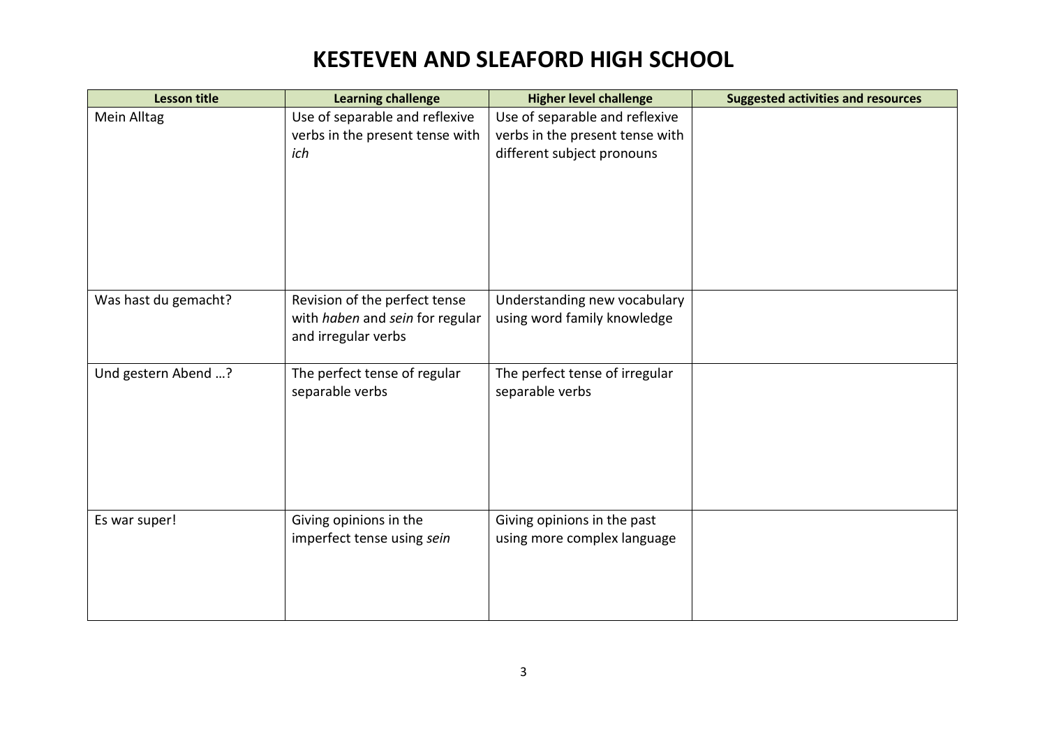# KESTEVEN AND SLEAFORD HIGH SCHOOL

| Lesson title | Learning challenge | Higher level challenge | Suggested activities and resources |
|---|---|---|---|
| Mein Alltag | Use of separable and reflexive verbs in the present tense with *ich* | Use of separable and reflexive verbs in the present tense with different subject pronouns | |
| Was hast du gemacht? | Revision of the perfect tense with *haben* and *sein* for regular and irregular verbs | Understanding new vocabulary using word family knowledge | |
| Und gestern Abend …? | The perfect tense of regular separable verbs | The perfect tense of irregular separable verbs | |
| Es war super! | Giving opinions in the imperfect tense using *sein* | Giving opinions in the past using more complex language | |